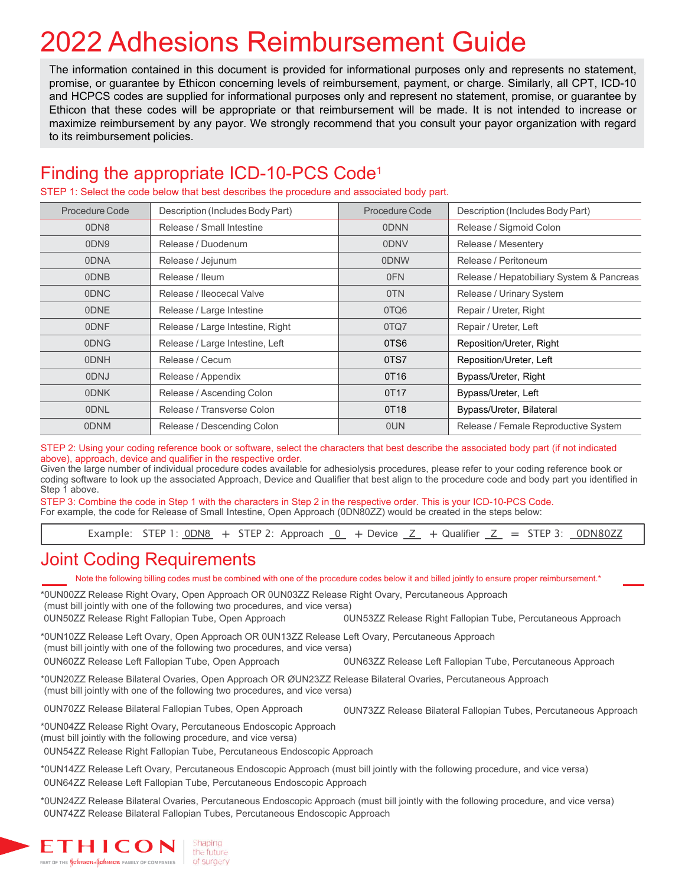// 2022 Adhesions Reimbursement Guide

The information contained in this document is provided for informational purposes only and represents no statement, promise, or guarantee by Ethicon concerning levels of reimbursement, payment, or charge. Similarly, all CPT, ICD-10 and HCPCS codes are supplied for informational purposes only and represent no statement, promise, or guarantee by Ethicon that these codes will be appropriate or that reimbursement will be made. It is not intended to increase or maximize reimbursement by any payor. We strongly recommend that you consult your payor organization with regard to its reimbursement policies.

## Finding the appropriate ICD-10-PCS Code[1]

STEP 1: Select the code below that best describes the procedure and associated body part.

| Procedure Code | Description (Includes Body Part) | Procedure Code | Description (Includes Body Part) |
|---|---|---|---|
| 0DN8 | Release / Small Intestine | 0DNN | Release / Sigmoid Colon |
| 0DN9 | Release / Duodenum | 0DNV | Release / Mesentery |
| 0DNA | Release / Jejunum | 0DNW | Release / Peritoneum |
| 0DNB | Release / Ileum | 0FN | Release / Hepatobiliary System & Pancreas |
| 0DNC | Release / Ileocecal Valve | 0TN | Release / Urinary System |
| 0DNE | Release / Large Intestine | 0TQ6 | Repair / Ureter, Right |
| 0DNF | Release / Large Intestine, Right | 0TQ7 | Repair / Ureter, Left |
| 0DNG | Release / Large Intestine, Left | 0TS6 | Reposition/Ureter, Right |
| 0DNH | Release / Cecum | 0TS7 | Reposition/Ureter, Left |
| 0DNJ | Release / Appendix | 0T16 | Bypass/Ureter, Right |
| 0DNK | Release / Ascending Colon | 0T17 | Bypass/Ureter, Left |
| 0DNL | Release / Transverse Colon | 0T18 | Bypass/Ureter, Bilateral |
| 0DNM | Release / Descending Colon | 0UN | Release / Female Reproductive System |

STEP 2: Using your coding reference book or software, select the characters that best describe the associated body part (if not indicated above), approach, device and qualifier in the respective order.

Given the large number of individual procedure codes available for adhesiolysis procedures, please refer to your coding reference book or coding software to look up the associated Approach, Device and Qualifier that best align to the procedure code and body part you identified in Step 1 above.

STEP 3: Combine the code in Step 1 with the characters in Step 2 in the respective order. This is your ICD-10-PCS Code.

For example, the code for Release of Small Intestine, Open Approach (0DN80ZZ) would be created in the steps below:

Example: STEP 1: 0DN8 + STEP 2: Approach 0 + Device Z + Qualifier Z = STEP 3: 0DN80ZZ

## Joint Coding Requirements

Note the following billing codes must be combined with one of the procedure codes below it and billed jointly to ensure proper reimbursement.*

*0UN00ZZ Release Right Ovary, Open Approach OR 0UN03ZZ Release Right Ovary, Percutaneous Approach (must bill jointly with one of the following two procedures, and vice versa)

- 0UN50ZZ Release Right Fallopian Tube, Open Approach
- 0UN53ZZ Release Right Fallopian Tube, Percutaneous Approach

*0UN10ZZ Release Left Ovary, Open Approach OR 0UN13ZZ Release Left Ovary, Percutaneous Approach (must bill jointly with one of the following two procedures, and vice versa)

- 0UN60ZZ Release Left Fallopian Tube, Open Approach
- 0UN63ZZ Release Left Fallopian Tube, Percutaneous Approach

*0UN20ZZ Release Bilateral Ovaries, Open Approach OR ØUN23ZZ Release Bilateral Ovaries, Percutaneous Approach (must bill jointly with one of the following two procedures, and vice versa)

- 0UN70ZZ Release Bilateral Fallopian Tubes, Open Approach
- 0UN73ZZ Release Bilateral Fallopian Tubes, Percutaneous Approach

*0UN04ZZ Release Right Ovary, Percutaneous Endoscopic Approach (must bill jointly with the following procedure, and vice versa)

- 0UN54ZZ Release Right Fallopian Tube, Percutaneous Endoscopic Approach

*0UN14ZZ Release Left Ovary, Percutaneous Endoscopic Approach (must bill jointly with the following procedure, and vice versa)

- 0UN64ZZ Release Left Fallopian Tube, Percutaneous Endoscopic Approach

*0UN24ZZ Release Bilateral Ovaries, Percutaneous Endoscopic Approach (must bill jointly with the following procedure, and vice versa)

- 0UN74ZZ Release Bilateral Fallopian Tubes, Percutaneous Endoscopic Approach

ETHICON PART OF THE Johnson & Johnson FAMILY OF COMPANIES | Shaping the future of surgery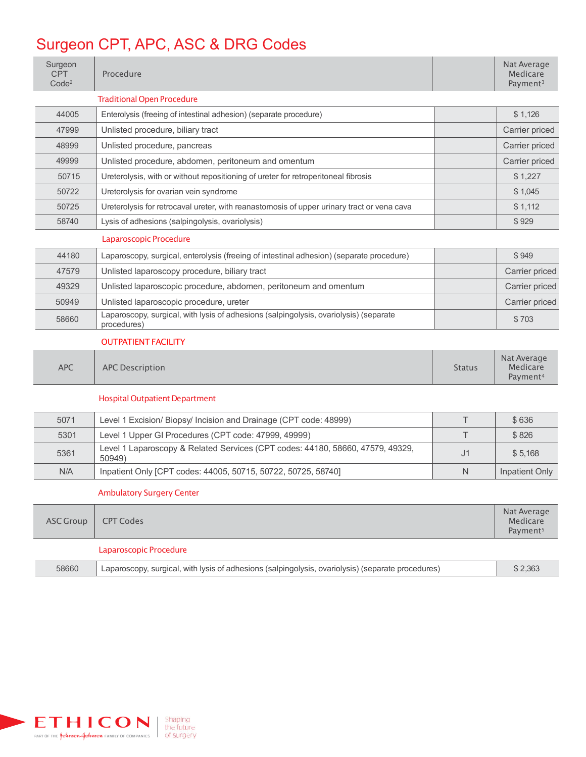# Surgeon CPT, APC, ASC & DRG Codes

| Surgeon CPT Code[2] | Procedure | | Nat Average Medicare Payment[3] |
|---|---|---|---|
| | **Traditional Open Procedure** | | |
| 44005 | Enterolysis (freeing of intestinal adhesion) (separate procedure) | | $ 1,126 |
| 47999 | Unlisted procedure, biliary tract | | Carrier priced |
| 48999 | Unlisted procedure, pancreas | | Carrier priced |
| 49999 | Unlisted procedure, abdomen, peritoneum and omentum | | Carrier priced |
| 50715 | Ureterolysis, with or without repositioning of ureter for retroperitoneal fibrosis | | $ 1,227 |
| 50722 | Ureterolysis for ovarian vein syndrome | | $ 1,045 |
| 50725 | Ureterolysis for retrocaval ureter, with reanastomosis of upper urinary tract or vena cava | | $ 1,112 |
| 58740 | Lysis of adhesions (salpingolysis, ovariolysis) | | $ 929 |
| | **Laparoscopic Procedure** | | |
| 44180 | Laparoscopy, surgical, enterolysis (freeing of intestinal adhesion) (separate procedure) | | $ 949 |
| 47579 | Unlisted laparoscopy procedure, biliary tract | | Carrier priced |
| 49329 | Unlisted laparoscopic procedure, abdomen, peritoneum and omentum | | Carrier priced |
| 50949 | Unlisted laparoscopic procedure, ureter | | Carrier priced |
| 58660 | Laparoscopy, surgical, with lysis of adhesions (salpingolysis, ovariolysis) (separate procedures) | | $ 703 |

## OUTPATIENT FACILITY

| APC | APC Description | Status | Nat Average Medicare Payment[4] |
|---|---|---|---|
| | **Hospital Outpatient Department** | | |
| 5071 | Level 1 Excision/ Biopsy/ Incision and Drainage (CPT code: 48999) | T | $ 636 |
| 5301 | Level 1 Upper GI Procedures (CPT code: 47999, 49999) | T | $ 826 |
| 5361 | Level 1 Laparoscopy & Related Services (CPT codes: 44180, 58660, 47579, 49329, 50949) | J1 | $ 5,168 |
| N/A | Inpatient Only [CPT codes: 44005, 50715, 50722, 50725, 58740] | N | Inpatient Only |

### Ambulatory Surgery Center

| ASC Group | CPT Codes | Nat Average Medicare Payment[5] |
|---|---|---|
| | **Laparoscopic Procedure** | |
| 58660 | Laparoscopy, surgical, with lysis of adhesions (salpingolysis, ovariolysis) (separate procedures) | $ 2,363 |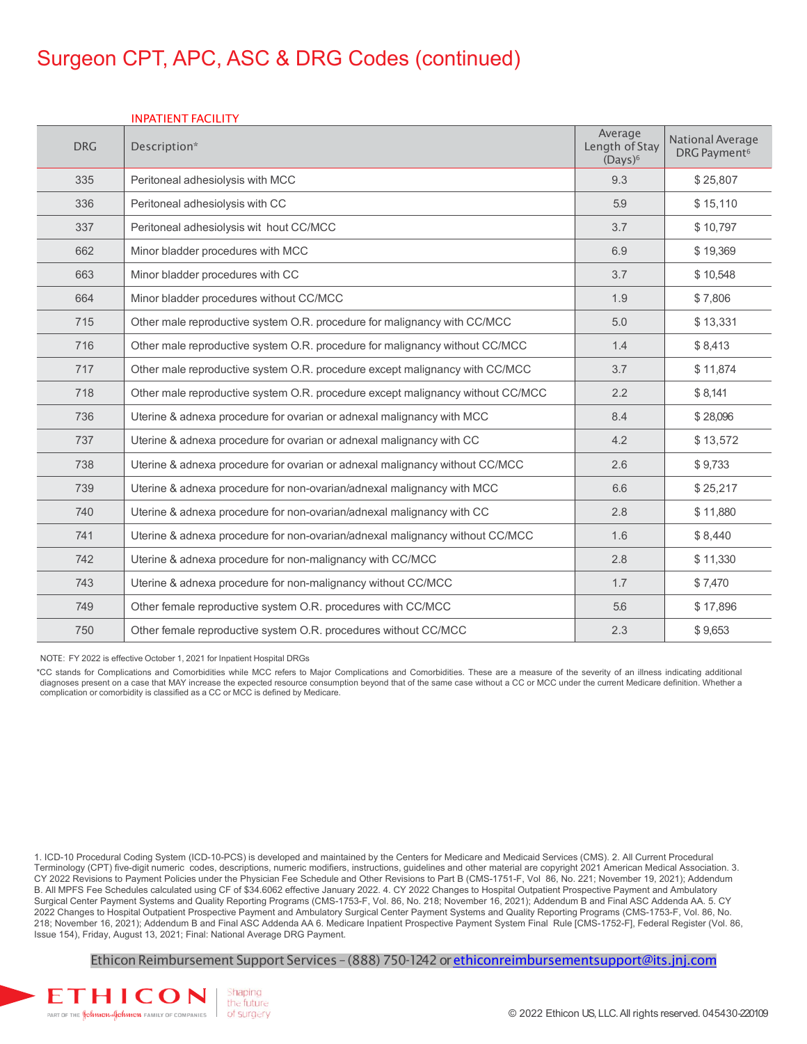# Surgeon CPT, APC, ASC & DRG Codes (continued)

INPATIENT FACILITY

| DRG | Description* | Average Length of Stay (Days)[6] | National Average DRG Payment[6] |
|---|---|---|---|
| 335 | Peritoneal adhesiolysis with MCC | 9.3 | $ 25,807 |
| 336 | Peritoneal adhesiolysis with CC | 5.9 | $ 15,110 |
| 337 | Peritoneal adhesiolysis wit hout CC/MCC | 3.7 | $ 10,797 |
| 662 | Minor bladder procedures with MCC | 6.9 | $ 19,369 |
| 663 | Minor bladder procedures with CC | 3.7 | $ 10,548 |
| 664 | Minor bladder procedures without CC/MCC | 1.9 | $ 7,806 |
| 715 | Other male reproductive system O.R. procedure for malignancy with CC/MCC | 5.0 | $ 13,331 |
| 716 | Other male reproductive system O.R. procedure for malignancy without CC/MCC | 1.4 | $ 8,413 |
| 717 | Other male reproductive system O.R. procedure except malignancy with CC/MCC | 3.7 | $ 11,874 |
| 718 | Other male reproductive system O.R. procedure except malignancy without CC/MCC | 2.2 | $ 8,141 |
| 736 | Uterine & adnexa procedure for ovarian or adnexal malignancy with MCC | 8.4 | $ 28,096 |
| 737 | Uterine & adnexa procedure for ovarian or adnexal malignancy with CC | 4.2 | $ 13,572 |
| 738 | Uterine & adnexa procedure for ovarian or adnexal malignancy without CC/MCC | 2.6 | $ 9,733 |
| 739 | Uterine & adnexa procedure for non-ovarian/adnexal malignancy with MCC | 6.6 | $ 25,217 |
| 740 | Uterine & adnexa procedure for non-ovarian/adnexal malignancy with CC | 2.8 | $ 11,880 |
| 741 | Uterine & adnexa procedure for non-ovarian/adnexal malignancy without CC/MCC | 1.6 | $ 8,440 |
| 742 | Uterine & adnexa procedure for non-malignancy with CC/MCC | 2.8 | $ 11,330 |
| 743 | Uterine & adnexa procedure for non-malignancy without CC/MCC | 1.7 | $ 7,470 |
| 749 | Other female reproductive system O.R. procedures with CC/MCC | 5.6 | $ 17,896 |
| 750 | Other female reproductive system O.R. procedures without CC/MCC | 2.3 | $ 9,653 |

NOTE: FY 2022 is effective October 1, 2021 for Inpatient Hospital DRGs

*CC stands for Complications and Comorbidities while MCC refers to Major Complications and Comorbidities. These are a measure of the severity of an illness indicating additional diagnoses present on a case that MAY increase the expected resource consumption beyond that of the same case without a CC or MCC under the current Medicare definition. Whether a complication or comorbidity is classified as a CC or MCC is defined by Medicare.

1. ICD-10 Procedural Coding System (ICD-10-PCS) is developed and maintained by the Centers for Medicare and Medicaid Services (CMS). 2. All Current Procedural Terminology (CPT) five-digit numeric codes, descriptions, numeric modifiers, instructions, guidelines and other material are copyright 2021 American Medical Association. 3. CY 2022 Revisions to Payment Policies under the Physician Fee Schedule and Other Revisions to Part B (CMS-1751-F, Vol 86, No. 221; November 19, 2021); Addendum B. All MPFS Fee Schedules calculated using CF of $34.6062 effective January 2022. 4. CY 2022 Changes to Hospital Outpatient Prospective Payment and Ambulatory Surgical Center Payment Systems and Quality Reporting Programs (CMS-1753-F, Vol. 86, No. 218; November 16, 2021); Addendum B and Final ASC Addenda AA. 5. CY 2022 Changes to Hospital Outpatient Prospective Payment and Ambulatory Surgical Center Payment Systems and Quality Reporting Programs (CMS-1753-F, Vol. 86, No. 218; November 16, 2021); Addendum B and Final ASC Addenda AA 6. Medicare Inpatient Prospective Payment System Final Rule [CMS-1752-F], Federal Register (Vol. 86, Issue 154), Friday, August 13, 2021; Final: National Average DRG Payment.

Ethicon Reimbursement Support Services – (888) 750-1242 or ethiconreimbursementsupport@its.jnj.com

ETHICON PART OF THE Johnson & Johnson FAMILY OF COMPANIES | Shaping the future of surgery

© 2022 Ethicon US, LLC. All rights reserved. 045430-220109